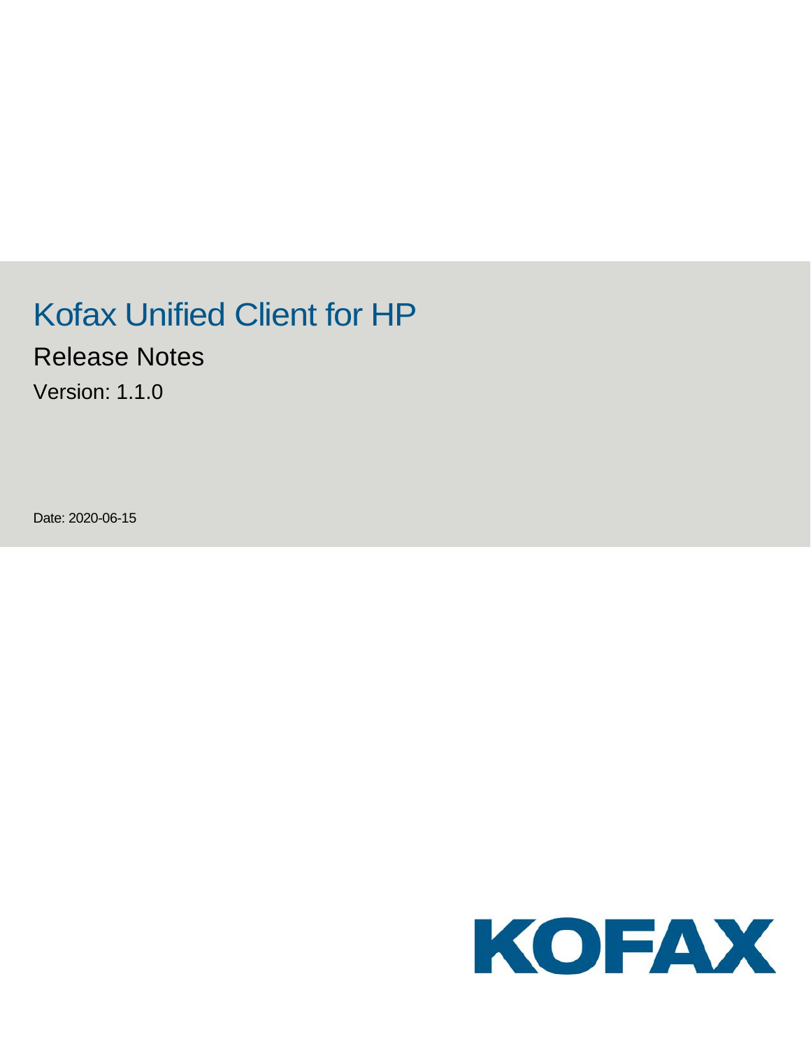# Kofax Unified Client for HP

## Release Notes

Version: 1.1.0

Date: 2020-06-15

KOFAX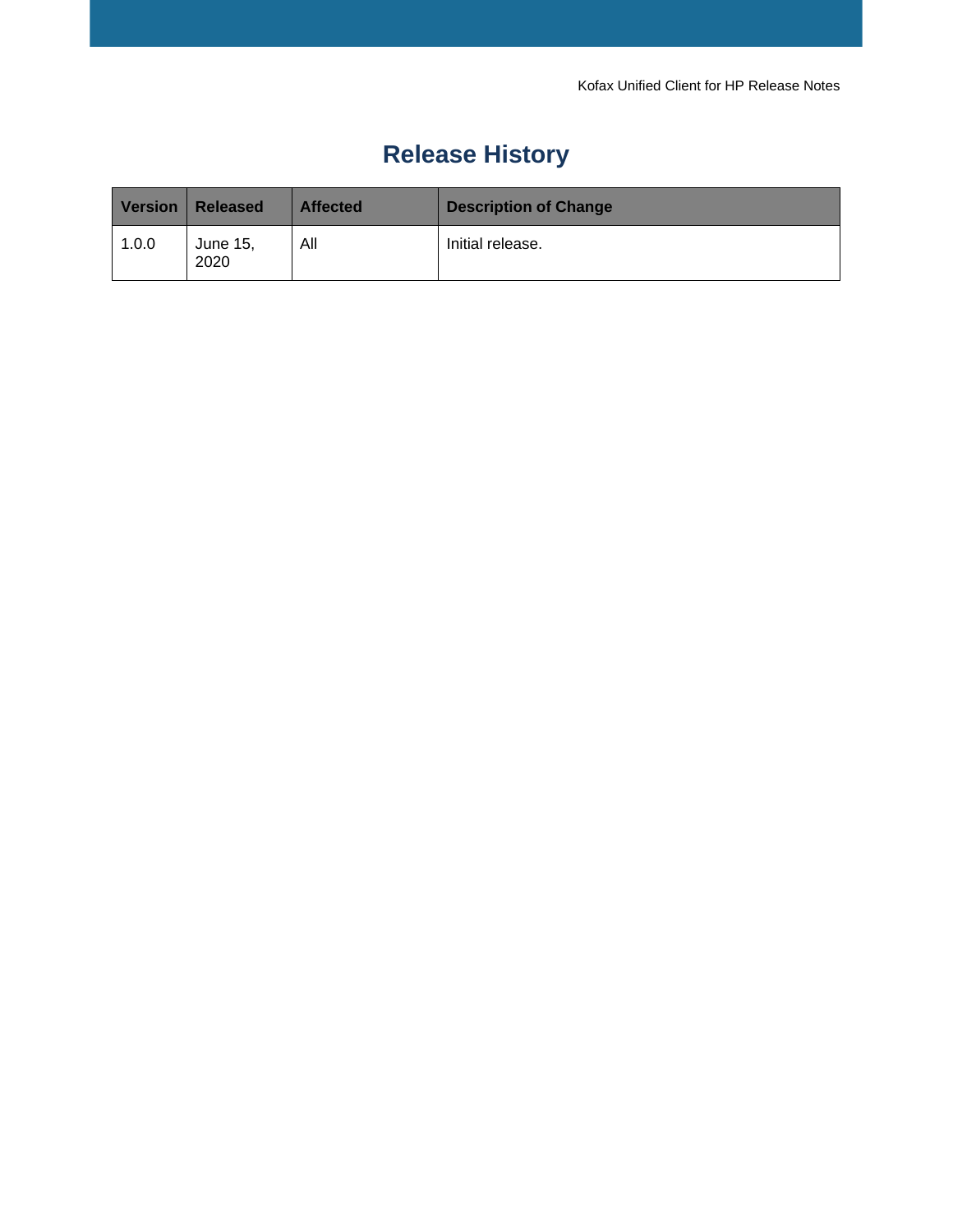# Release History

| Version | Released | Affected | Description of Change |
|---|---|---|---|
| 1.0.0 | June 15, 2020 | All | Initial release. |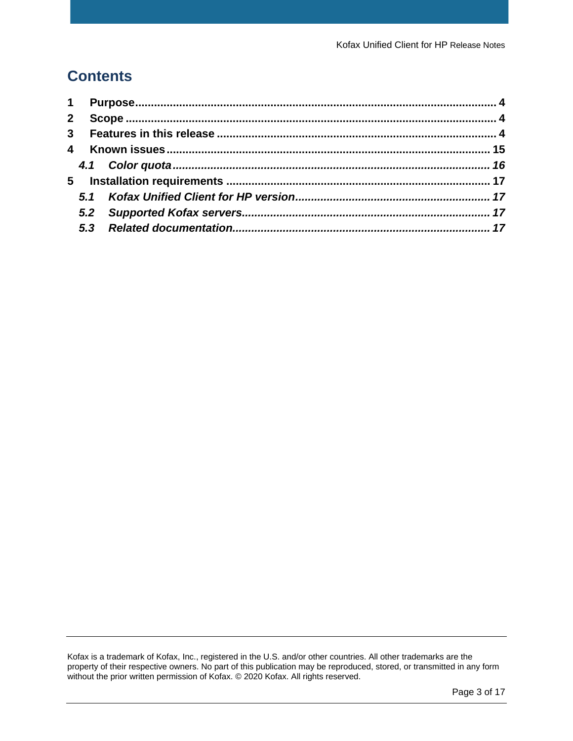# Contents

**1 Purpose** .......... **4**

**2 Scope** .......... **4**

**3 Features in this release** .......... **4**

**4 Known issues** .......... **15**

***4.1 Color quota*** .......... ***16***

**5 Installation requirements** .......... **17**

***5.1 Kofax Unified Client for HP version*** .......... ***17***

***5.2 Supported Kofax servers*** .......... ***17***

***5.3 Related documentation*** .......... ***17***

Kofax is a trademark of Kofax, Inc., registered in the U.S. and/or other countries. All other trademarks are the property of their respective owners. No part of this publication may be reproduced, stored, or transmitted in any form without the prior written permission of Kofax. © 2020 Kofax. All rights reserved.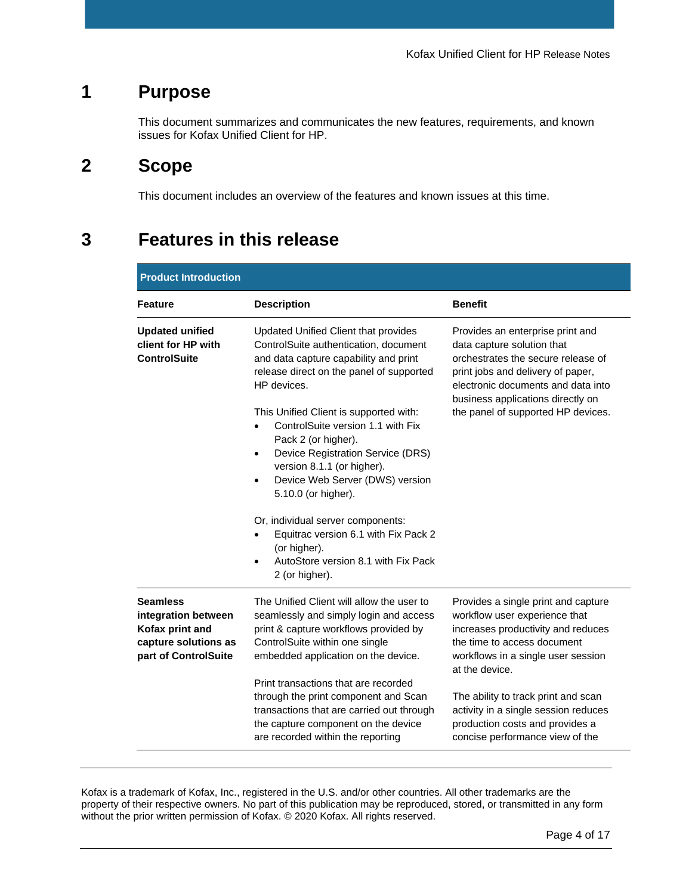# 1 Purpose

This document summarizes and communicates the new features, requirements, and known issues for Kofax Unified Client for HP.

# 2 Scope

This document includes an overview of the features and known issues at this time.

# 3 Features in this release

| Product Introduction | | |
|---|---|---|
| **Feature** | **Description** | **Benefit** |
| **Updated unified client for HP with ControlSuite** | Updated Unified Client that provides ControlSuite authentication, document and data capture capability and print release direct on the panel of supported HP devices.<br><br>This Unified Client is supported with:<br>• ControlSuite version 1.1 with Fix Pack 2 (or higher).<br>• Device Registration Service (DRS) version 8.1.1 (or higher).<br>• Device Web Server (DWS) version 5.10.0 (or higher).<br><br>Or, individual server components:<br>• Equitrac version 6.1 with Fix Pack 2 (or higher).<br>• AutoStore version 8.1 with Fix Pack 2 (or higher). | Provides an enterprise print and data capture solution that orchestrates the secure release of print jobs and delivery of paper, electronic documents and data into business applications directly on the panel of supported HP devices. |
| **Seamless integration between Kofax print and capture solutions as part of ControlSuite** | The Unified Client will allow the user to seamlessly and simply login and access print & capture workflows provided by ControlSuite within one single embedded application on the device.<br><br>Print transactions that are recorded through the print component and Scan transactions that are carried out through the capture component on the device are recorded within the reporting | Provides a single print and capture workflow user experience that increases productivity and reduces the time to access document workflows in a single user session at the device.<br><br>The ability to track print and scan activity in a single session reduces production costs and provides a concise performance view of the |

Kofax is a trademark of Kofax, Inc., registered in the U.S. and/or other countries. All other trademarks are the property of their respective owners. No part of this publication may be reproduced, stored, or transmitted in any form without the prior written permission of Kofax. © 2020 Kofax. All rights reserved.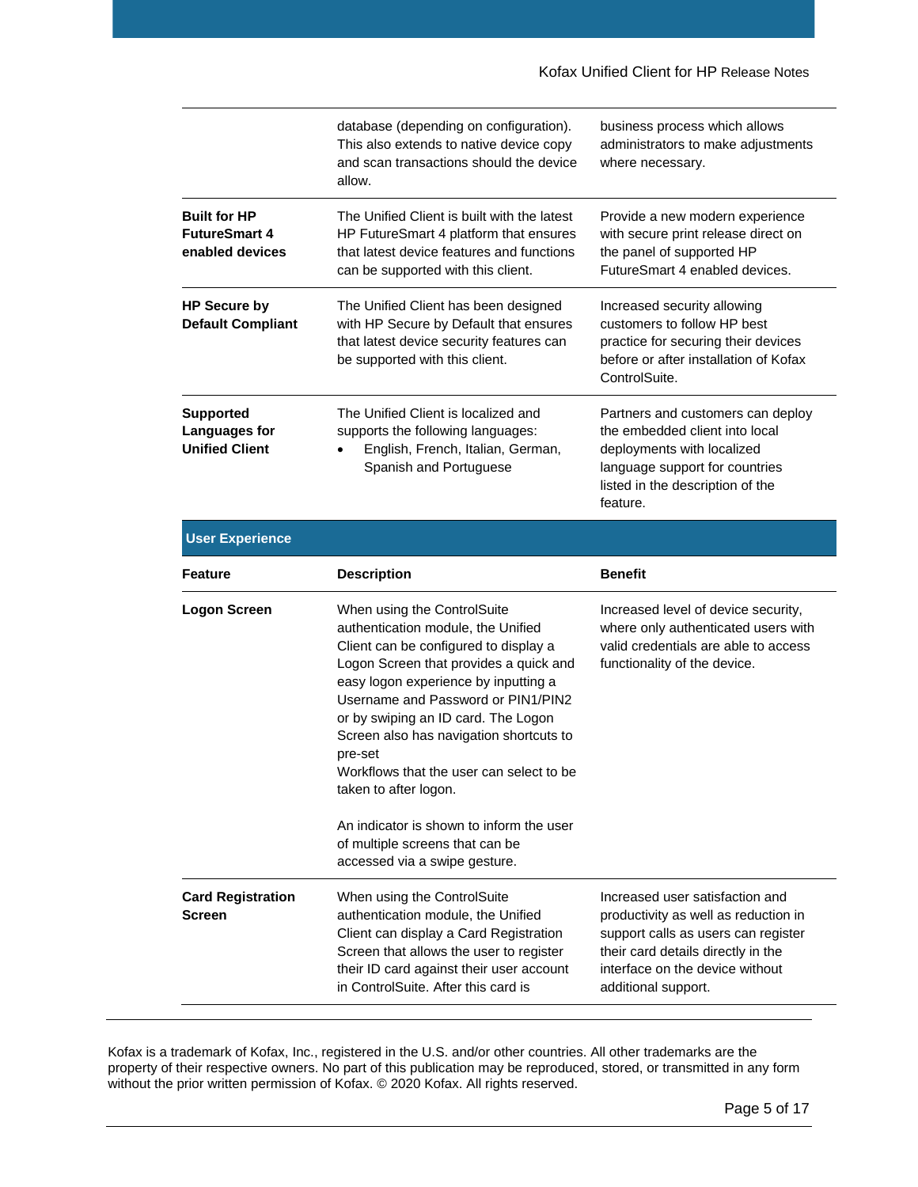| | | |
|---|---|---|
| | database (depending on configuration). This also extends to native device copy and scan transactions should the device allow. | business process which allows administrators to make adjustments where necessary. |
| **Built for HP FutureSmart 4 enabled devices** | The Unified Client is built with the latest HP FutureSmart 4 platform that ensures that latest device features and functions can be supported with this client. | Provide a new modern experience with secure print release direct on the panel of supported HP FutureSmart 4 enabled devices. |
| **HP Secure by Default Compliant** | The Unified Client has been designed with HP Secure by Default that ensures that latest device security features can be supported with this client. | Increased security allowing customers to follow HP best practice for securing their devices before or after installation of Kofax ControlSuite. |
| **Supported Languages for Unified Client** | The Unified Client is localized and supports the following languages:<br>• English, French, Italian, German, Spanish and Portuguese | Partners and customers can deploy the embedded client into local deployments with localized language support for countries listed in the description of the feature. |

**User Experience**

| Feature | Description | Benefit |
|---|---|---|
| **Logon Screen** | When using the ControlSuite authentication module, the Unified Client can be configured to display a Logon Screen that provides a quick and easy logon experience by inputting a Username and Password or PIN1/PIN2 or by swiping an ID card. The Logon Screen also has navigation shortcuts to pre-set Workflows that the user can select to be taken to after logon.<br><br>An indicator is shown to inform the user of multiple screens that can be accessed via a swipe gesture. | Increased level of device security, where only authenticated users with valid credentials are able to access functionality of the device. |
| **Card Registration Screen** | When using the ControlSuite authentication module, the Unified Client can display a Card Registration Screen that allows the user to register their ID card against their user account in ControlSuite. After this card is | Increased user satisfaction and productivity as well as reduction in support calls as users can register their card details directly in the interface on the device without additional support. |

Kofax is a trademark of Kofax, Inc., registered in the U.S. and/or other countries. All other trademarks are the property of their respective owners. No part of this publication may be reproduced, stored, or transmitted in any form without the prior written permission of Kofax. © 2020 Kofax. All rights reserved.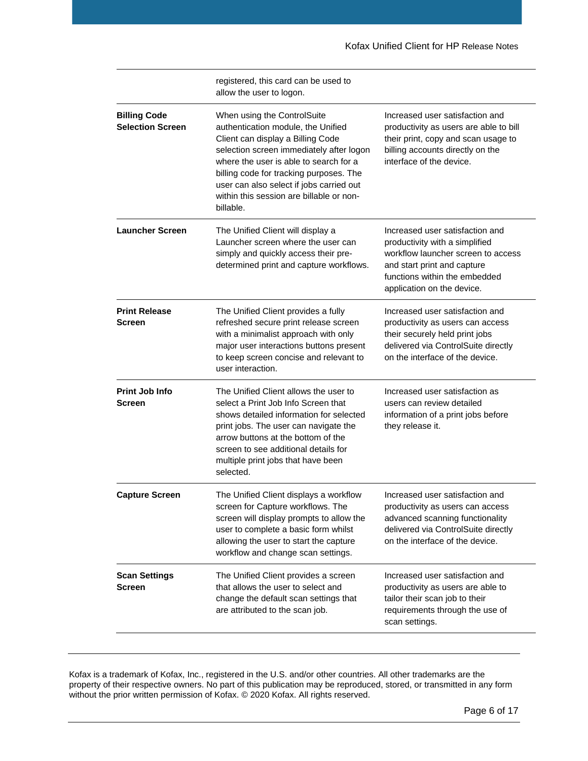| | | |
|---|---|---|
| | registered, this card can be used to allow the user to logon. | |
| **Billing Code Selection Screen** | When using the ControlSuite authentication module, the Unified Client can display a Billing Code selection screen immediately after logon where the user is able to search for a billing code for tracking purposes. The user can also select if jobs carried out within this session are billable or non-billable. | Increased user satisfaction and productivity as users are able to bill their print, copy and scan usage to billing accounts directly on the interface of the device. |
| **Launcher Screen** | The Unified Client will display a Launcher screen where the user can simply and quickly access their pre-determined print and capture workflows. | Increased user satisfaction and productivity with a simplified workflow launcher screen to access and start print and capture functions within the embedded application on the device. |
| **Print Release Screen** | The Unified Client provides a fully refreshed secure print release screen with a minimalist approach with only major user interactions buttons present to keep screen concise and relevant to user interaction. | Increased user satisfaction and productivity as users can access their securely held print jobs delivered via ControlSuite directly on the interface of the device. |
| **Print Job Info Screen** | The Unified Client allows the user to select a Print Job Info Screen that shows detailed information for selected print jobs. The user can navigate the arrow buttons at the bottom of the screen to see additional details for multiple print jobs that have been selected. | Increased user satisfaction as users can review detailed information of a print jobs before they release it. |
| **Capture Screen** | The Unified Client displays a workflow screen for Capture workflows. The screen will display prompts to allow the user to complete a basic form whilst allowing the user to start the capture workflow and change scan settings. | Increased user satisfaction and productivity as users can access advanced scanning functionality delivered via ControlSuite directly on the interface of the device. |
| **Scan Settings Screen** | The Unified Client provides a screen that allows the user to select and change the default scan settings that are attributed to the scan job. | Increased user satisfaction and productivity as users are able to tailor their scan job to their requirements through the use of scan settings. |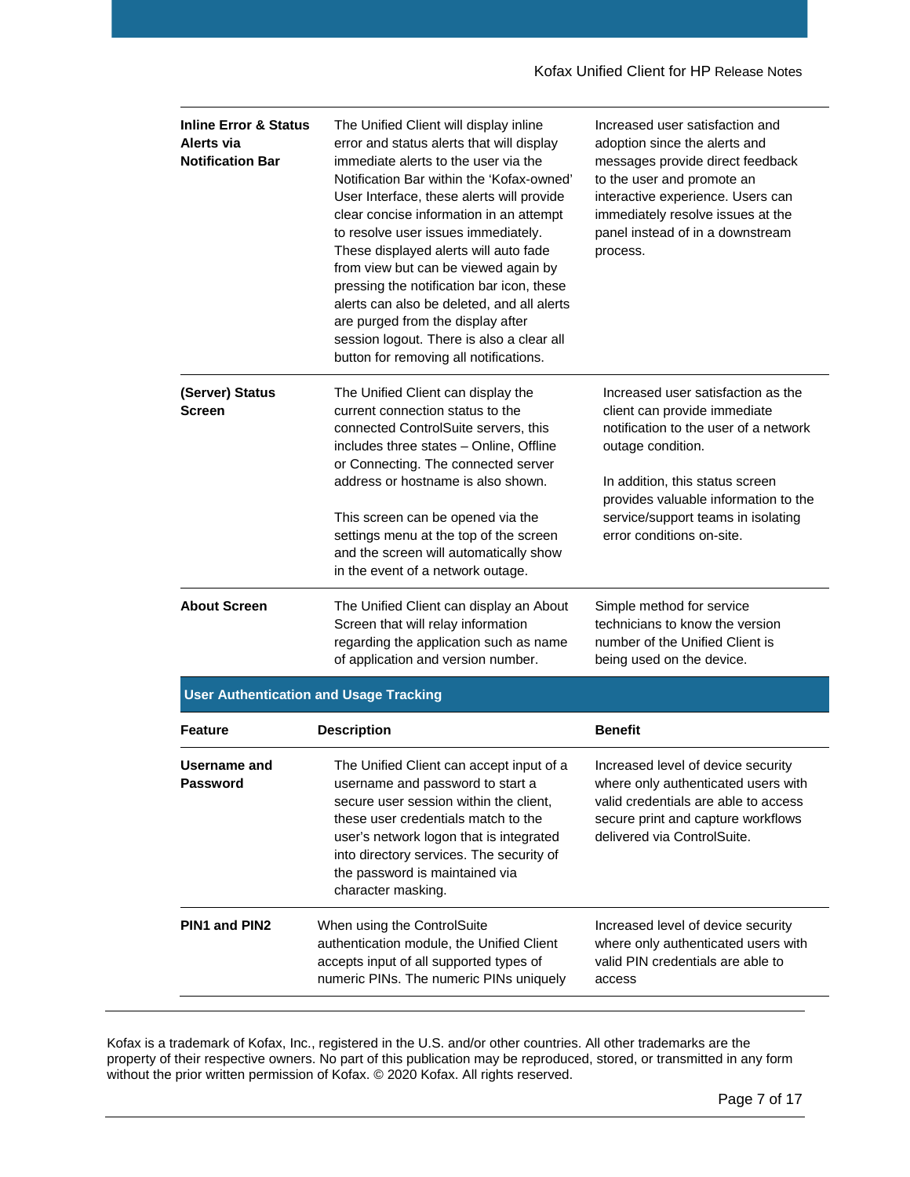| | | |
|---|---|---|
| **Inline Error & Status Alerts via Notification Bar** | The Unified Client will display inline error and status alerts that will display immediate alerts to the user via the Notification Bar within the 'Kofax-owned' User Interface, these alerts will provide clear concise information in an attempt to resolve user issues immediately. These displayed alerts will auto fade from view but can be viewed again by pressing the notification bar icon, these alerts can also be deleted, and all alerts are purged from the display after session logout. There is also a clear all button for removing all notifications. | Increased user satisfaction and adoption since the alerts and messages provide direct feedback to the user and promote an interactive experience. Users can immediately resolve issues at the panel instead of in a downstream process. |
| **(Server) Status Screen** | The Unified Client can display the current connection status to the connected ControlSuite servers, this includes three states – Online, Offline or Connecting. The connected server address or hostname is also shown.<br><br>This screen can be opened via the settings menu at the top of the screen and the screen will automatically show in the event of a network outage. | Increased user satisfaction as the client can provide immediate notification to the user of a network outage condition.<br><br>In addition, this status screen provides valuable information to the service/support teams in isolating error conditions on-site. |
| **About Screen** | The Unified Client can display an About Screen that will relay information regarding the application such as name of application and version number. | Simple method for service technicians to know the version number of the Unified Client is being used on the device. |

## User Authentication and Usage Tracking

| Feature | Description | Benefit |
|---|---|---|
| **Username and Password** | The Unified Client can accept input of a username and password to start a secure user session within the client, these user credentials match to the user's network logon that is integrated into directory services. The security of the password is maintained via character masking. | Increased level of device security where only authenticated users with valid credentials are able to access secure print and capture workflows delivered via ControlSuite. |
| **PIN1 and PIN2** | When using the ControlSuite authentication module, the Unified Client accepts input of all supported types of numeric PINs. The numeric PINs uniquely | Increased level of device security where only authenticated users with valid PIN credentials are able to access |

Kofax is a trademark of Kofax, Inc., registered in the U.S. and/or other countries. All other trademarks are the property of their respective owners. No part of this publication may be reproduced, stored, or transmitted in any form without the prior written permission of Kofax. © 2020 Kofax. All rights reserved.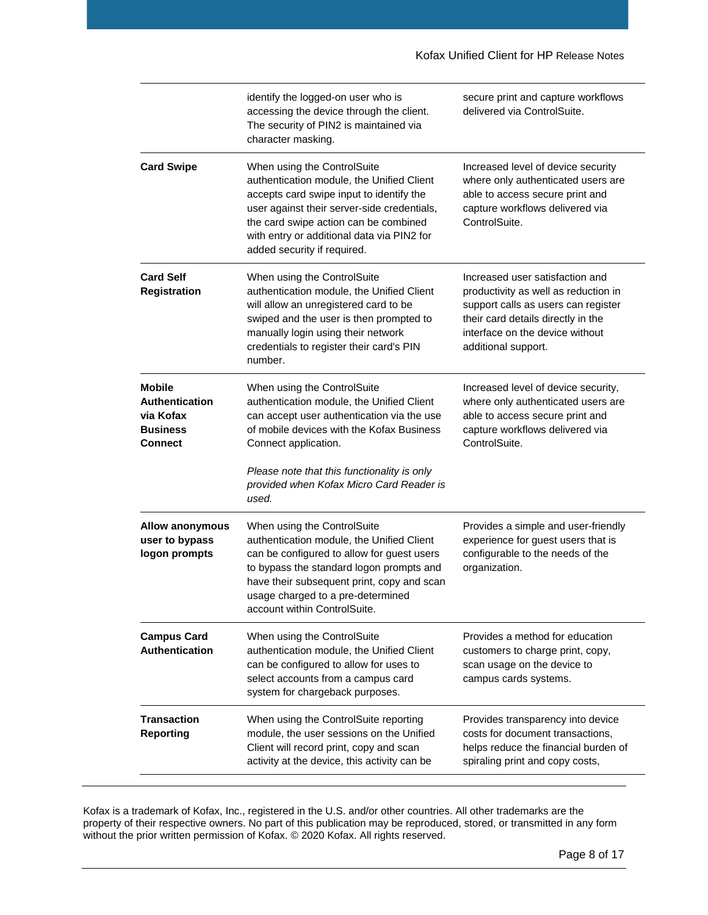| | | |
|---|---|---|
| | identify the logged-on user who is accessing the device through the client. The security of PIN2 is maintained via character masking. | secure print and capture workflows delivered via ControlSuite. |
| **Card Swipe** | When using the ControlSuite authentication module, the Unified Client accepts card swipe input to identify the user against their server-side credentials, the card swipe action can be combined with entry or additional data via PIN2 for added security if required. | Increased level of device security where only authenticated users are able to access secure print and capture workflows delivered via ControlSuite. |
| **Card Self Registration** | When using the ControlSuite authentication module, the Unified Client will allow an unregistered card to be swiped and the user is then prompted to manually login using their network credentials to register their card's PIN number. | Increased user satisfaction and productivity as well as reduction in support calls as users can register their card details directly in the interface on the device without additional support. |
| **Mobile Authentication via Kofax Business Connect** | When using the ControlSuite authentication module, the Unified Client can accept user authentication via the use of mobile devices with the Kofax Business Connect application.<br><br>*Please note that this functionality is only provided when Kofax Micro Card Reader is used.* | Increased level of device security, where only authenticated users are able to access secure print and capture workflows delivered via ControlSuite. |
| **Allow anonymous user to bypass logon prompts** | When using the ControlSuite authentication module, the Unified Client can be configured to allow for guest users to bypass the standard logon prompts and have their subsequent print, copy and scan usage charged to a pre-determined account within ControlSuite. | Provides a simple and user-friendly experience for guest users that is configurable to the needs of the organization. |
| **Campus Card Authentication** | When using the ControlSuite authentication module, the Unified Client can be configured to allow for uses to select accounts from a campus card system for chargeback purposes. | Provides a method for education customers to charge print, copy, scan usage on the device to campus cards systems. |
| **Transaction Reporting** | When using the ControlSuite reporting module, the user sessions on the Unified Client will record print, copy and scan activity at the device, this activity can be | Provides transparency into device costs for document transactions, helps reduce the financial burden of spiraling print and copy costs, |

Kofax is a trademark of Kofax, Inc., registered in the U.S. and/or other countries. All other trademarks are the property of their respective owners. No part of this publication may be reproduced, stored, or transmitted in any form without the prior written permission of Kofax. © 2020 Kofax. All rights reserved.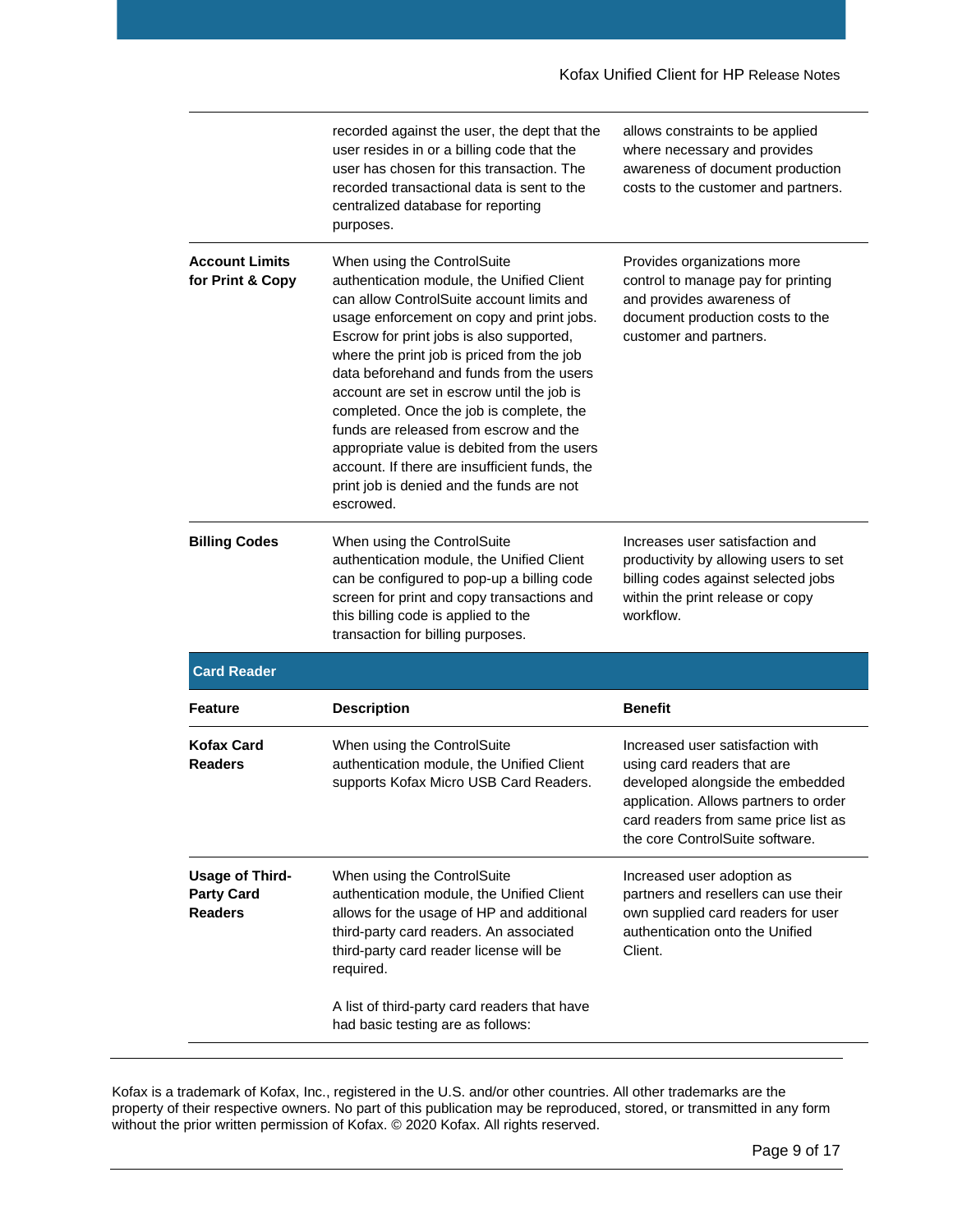| | | |
|---|---|---|
| | recorded against the user, the dept that the user resides in or a billing code that the user has chosen for this transaction. The recorded transactional data is sent to the centralized database for reporting purposes. | allows constraints to be applied where necessary and provides awareness of document production costs to the customer and partners. |
| **Account Limits for Print & Copy** | When using the ControlSuite authentication module, the Unified Client can allow ControlSuite account limits and usage enforcement on copy and print jobs. Escrow for print jobs is also supported, where the print job is priced from the job data beforehand and funds from the users account are set in escrow until the job is completed. Once the job is complete, the funds are released from escrow and the appropriate value is debited from the users account. If there are insufficient funds, the print job is denied and the funds are not escrowed. | Provides organizations more control to manage pay for printing and provides awareness of document production costs to the customer and partners. |
| **Billing Codes** | When using the ControlSuite authentication module, the Unified Client can be configured to pop-up a billing code screen for print and copy transactions and this billing code is applied to the transaction for billing purposes. | Increases user satisfaction and productivity by allowing users to set billing codes against selected jobs within the print release or copy workflow. |

**Card Reader**

| Feature | Description | Benefit |
|---|---|---|
| **Kofax Card Readers** | When using the ControlSuite authentication module, the Unified Client supports Kofax Micro USB Card Readers. | Increased user satisfaction with using card readers that are developed alongside the embedded application. Allows partners to order card readers from same price list as the core ControlSuite software. |
| **Usage of Third-Party Card Readers** | When using the ControlSuite authentication module, the Unified Client allows for the usage of HP and additional third-party card readers. An associated third-party card reader license will be required.<br><br>A list of third-party card readers that have had basic testing are as follows: | Increased user adoption as partners and resellers can use their own supplied card readers for user authentication onto the Unified Client. |

Kofax is a trademark of Kofax, Inc., registered in the U.S. and/or other countries. All other trademarks are the property of their respective owners. No part of this publication may be reproduced, stored, or transmitted in any form without the prior written permission of Kofax. © 2020 Kofax. All rights reserved.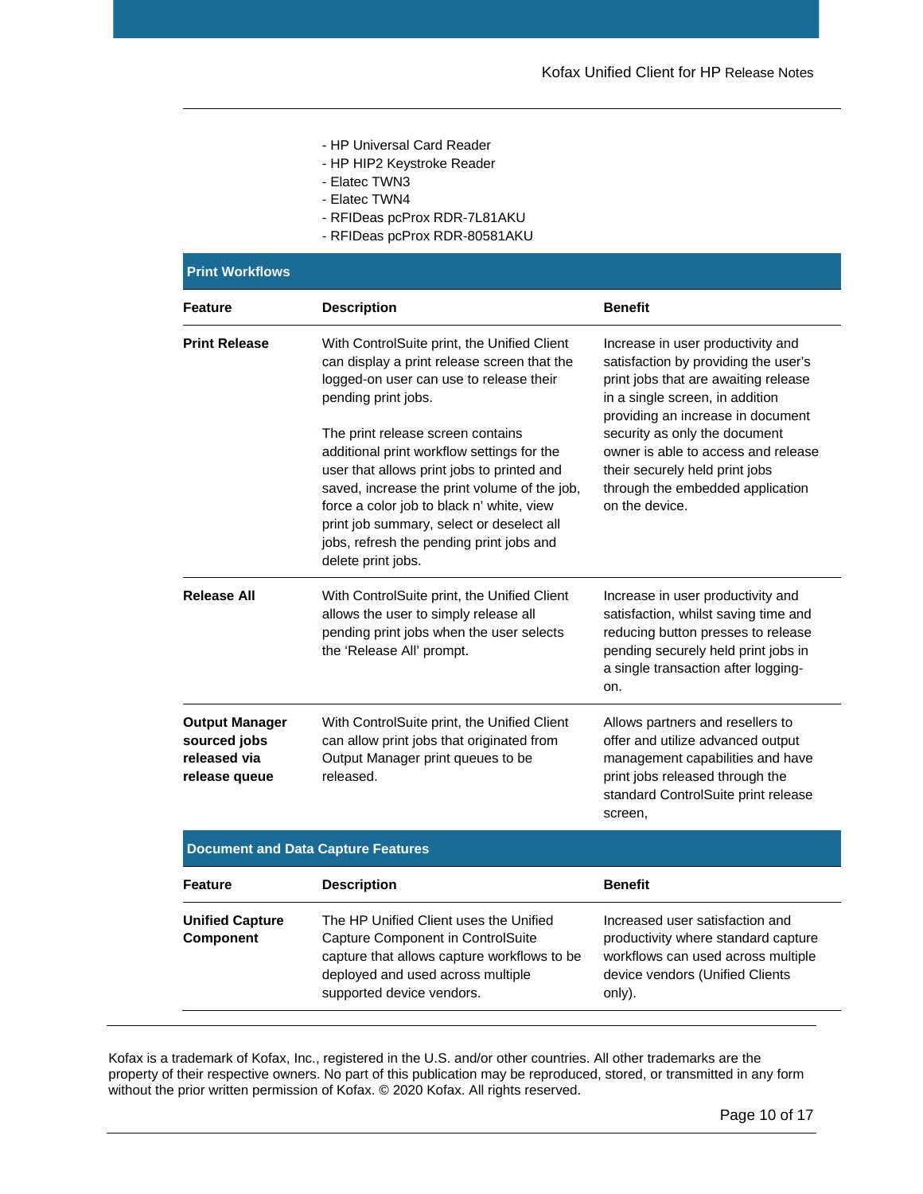- HP Universal Card Reader
- HP HIP2 Keystroke Reader
- Elatec TWN3
- Elatec TWN4
- RFIDeas pcProx RDR-7L81AKU
- RFIDeas pcProx RDR-80581AKU

## Print Workflows

| Feature | Description | Benefit |
|---|---|---|
| **Print Release** | With ControlSuite print, the Unified Client can display a print release screen that the logged-on user can use to release their pending print jobs.<br><br>The print release screen contains additional print workflow settings for the user that allows print jobs to printed and saved, increase the print volume of the job, force a color job to black n' white, view print job summary, select or deselect all jobs, refresh the pending print jobs and delete print jobs. | Increase in user productivity and satisfaction by providing the user's print jobs that are awaiting release in a single screen, in addition providing an increase in document security as only the document owner is able to access and release their securely held print jobs through the embedded application on the device. |
| **Release All** | With ControlSuite print, the Unified Client allows the user to simply release all pending print jobs when the user selects the 'Release All' prompt. | Increase in user productivity and satisfaction, whilst saving time and reducing button presses to release pending securely held print jobs in a single transaction after logging-on. |
| **Output Manager sourced jobs released via release queue** | With ControlSuite print, the Unified Client can allow print jobs that originated from Output Manager print queues to be released. | Allows partners and resellers to offer and utilize advanced output management capabilities and have print jobs released through the standard ControlSuite print release screen, |

## Document and Data Capture Features

| Feature | Description | Benefit |
|---|---|---|
| **Unified Capture Component** | The HP Unified Client uses the Unified Capture Component in ControlSuite capture that allows capture workflows to be deployed and used across multiple supported device vendors. | Increased user satisfaction and productivity where standard capture workflows can used across multiple device vendors (Unified Clients only). |

Kofax is a trademark of Kofax, Inc., registered in the U.S. and/or other countries. All other trademarks are the property of their respective owners. No part of this publication may be reproduced, stored, or transmitted in any form without the prior written permission of Kofax. © 2020 Kofax. All rights reserved.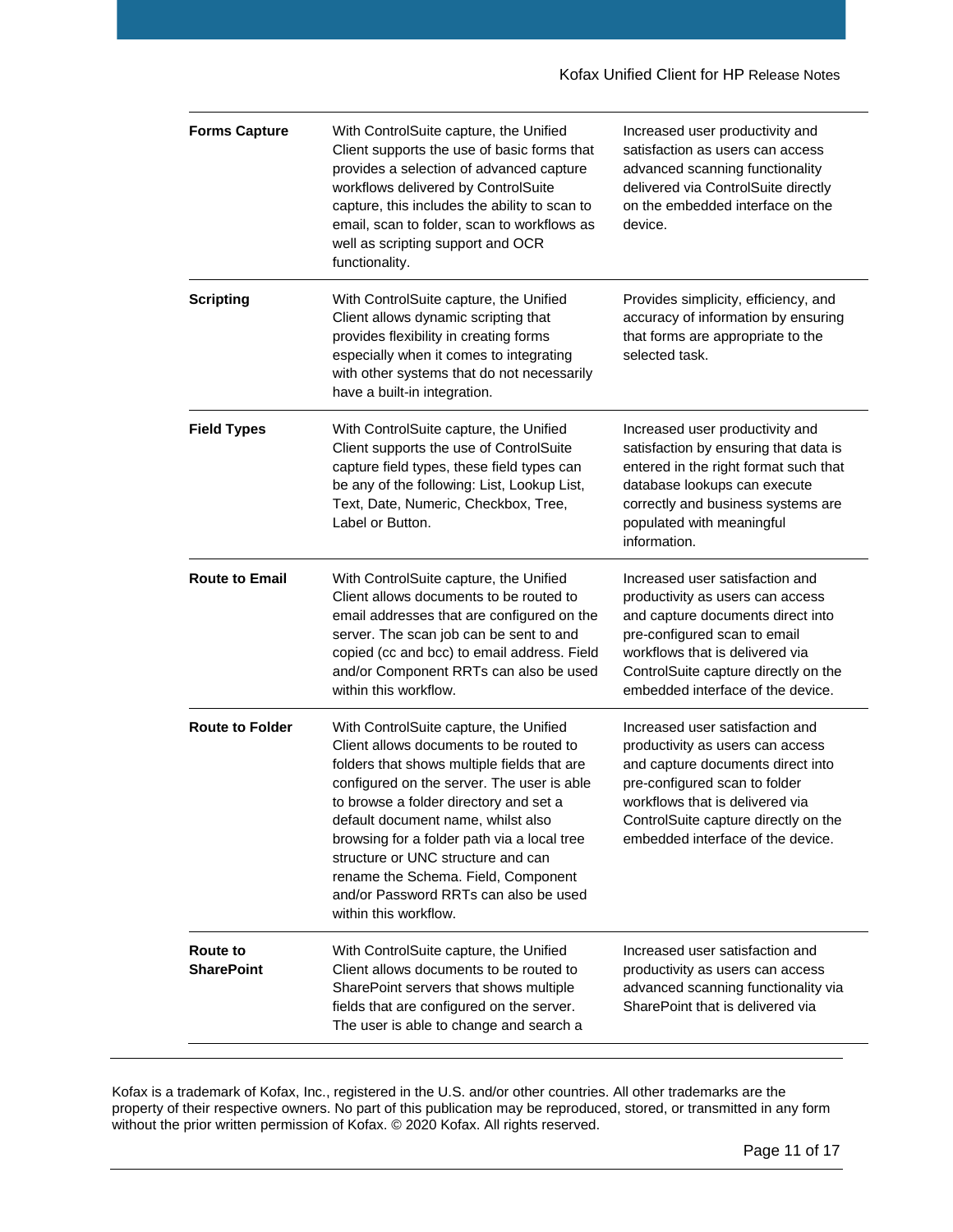| | | |
|---|---|---|
| **Forms Capture** | With ControlSuite capture, the Unified Client supports the use of basic forms that provides a selection of advanced capture workflows delivered by ControlSuite capture, this includes the ability to scan to email, scan to folder, scan to workflows as well as scripting support and OCR functionality. | Increased user productivity and satisfaction as users can access advanced scanning functionality delivered via ControlSuite directly on the embedded interface on the device. |
| **Scripting** | With ControlSuite capture, the Unified Client allows dynamic scripting that provides flexibility in creating forms especially when it comes to integrating with other systems that do not necessarily have a built-in integration. | Provides simplicity, efficiency, and accuracy of information by ensuring that forms are appropriate to the selected task. |
| **Field Types** | With ControlSuite capture, the Unified Client supports the use of ControlSuite capture field types, these field types can be any of the following: List, Lookup List, Text, Date, Numeric, Checkbox, Tree, Label or Button. | Increased user productivity and satisfaction by ensuring that data is entered in the right format such that database lookups can execute correctly and business systems are populated with meaningful information. |
| **Route to Email** | With ControlSuite capture, the Unified Client allows documents to be routed to email addresses that are configured on the server. The scan job can be sent to and copied (cc and bcc) to email address. Field and/or Component RRTs can also be used within this workflow. | Increased user satisfaction and productivity as users can access and capture documents direct into pre-configured scan to email workflows that is delivered via ControlSuite capture directly on the embedded interface of the device. |
| **Route to Folder** | With ControlSuite capture, the Unified Client allows documents to be routed to folders that shows multiple fields that are configured on the server. The user is able to browse a folder directory and set a default document name, whilst also browsing for a folder path via a local tree structure or UNC structure and can rename the Schema. Field, Component and/or Password RRTs can also be used within this workflow. | Increased user satisfaction and productivity as users can access and capture documents direct into pre-configured scan to folder workflows that is delivered via ControlSuite capture directly on the embedded interface of the device. |
| **Route to SharePoint** | With ControlSuite capture, the Unified Client allows documents to be routed to SharePoint servers that shows multiple fields that are configured on the server. The user is able to change and search a | Increased user satisfaction and productivity as users can access advanced scanning functionality via SharePoint that is delivered via |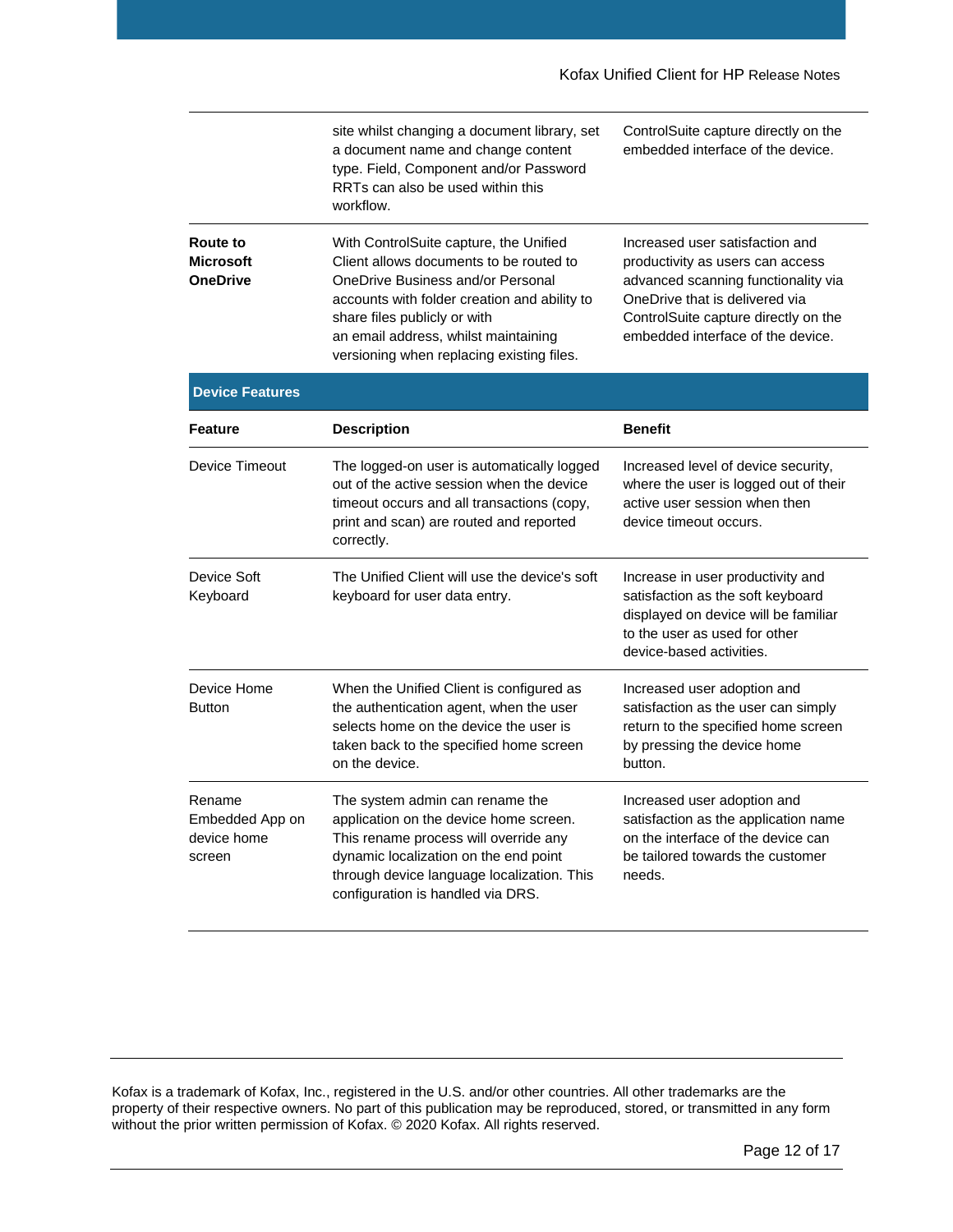|  |  |  |
|---|---|---|
|  | site whilst changing a document library, set a document name and change content type. Field, Component and/or Password RRTs can also be used within this workflow. | ControlSuite capture directly on the embedded interface of the device. |
| **Route to Microsoft OneDrive** | With ControlSuite capture, the Unified Client allows documents to be routed to OneDrive Business and/or Personal accounts with folder creation and ability to share files publicly or with an email address, whilst maintaining versioning when replacing existing files. | Increased user satisfaction and productivity as users can access advanced scanning functionality via OneDrive that is delivered via ControlSuite capture directly on the embedded interface of the device. |

**Device Features**

| Feature | Description | Benefit |
|---|---|---|
| Device Timeout | The logged-on user is automatically logged out of the active session when the device timeout occurs and all transactions (copy, print and scan) are routed and reported correctly. | Increased level of device security, where the user is logged out of their active user session when then device timeout occurs. |
| Device Soft Keyboard | The Unified Client will use the device's soft keyboard for user data entry. | Increase in user productivity and satisfaction as the soft keyboard displayed on device will be familiar to the user as used for other device-based activities. |
| Device Home Button | When the Unified Client is configured as the authentication agent, when the user selects home on the device the user is taken back to the specified home screen on the device. | Increased user adoption and satisfaction as the user can simply return to the specified home screen by pressing the device home button. |
| Rename Embedded App on device home screen | The system admin can rename the application on the device home screen. This rename process will override any dynamic localization on the end point through device language localization. This configuration is handled via DRS. | Increased user adoption and satisfaction as the application name on the interface of the device can be tailored towards the customer needs. |

Kofax is a trademark of Kofax, Inc., registered in the U.S. and/or other countries. All other trademarks are the property of their respective owners. No part of this publication may be reproduced, stored, or transmitted in any form without the prior written permission of Kofax. © 2020 Kofax. All rights reserved.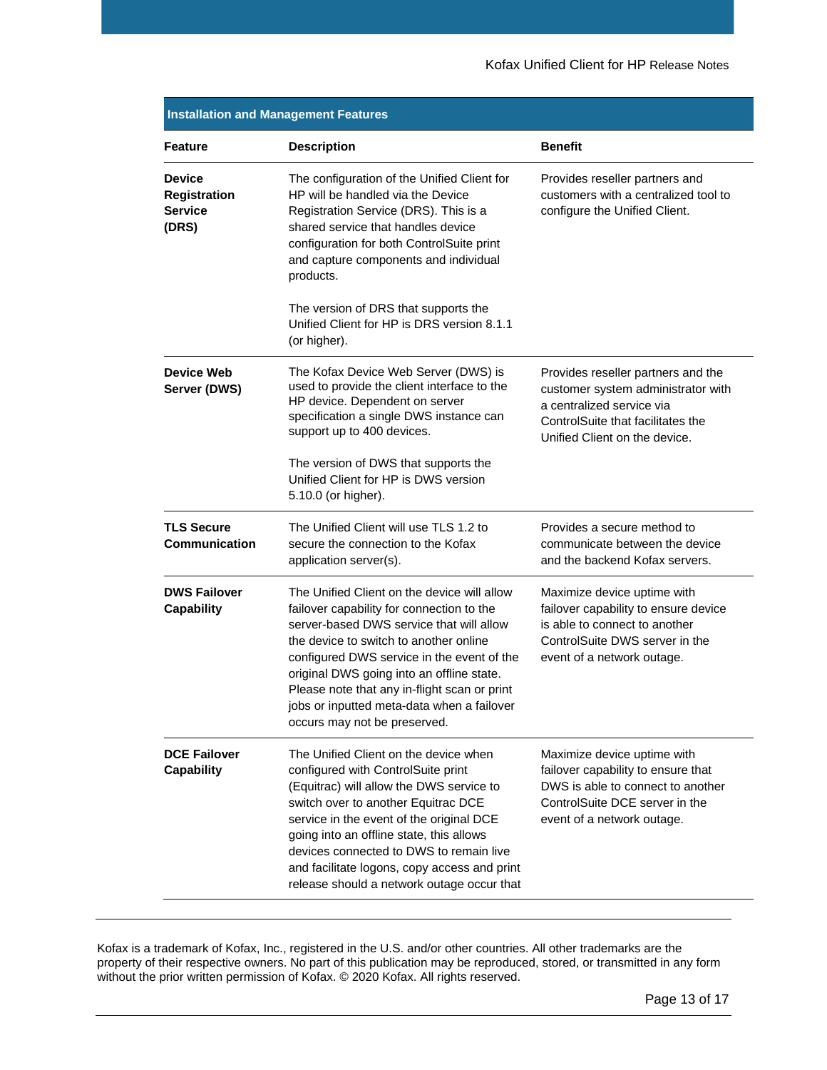| Installation and Management Features | | |
|---|---|---|
| **Feature** | **Description** | **Benefit** |
| **Device Registration Service (DRS)** | The configuration of the Unified Client for HP will be handled via the Device Registration Service (DRS). This is a shared service that handles device configuration for both ControlSuite print and capture components and individual products.<br><br>The version of DRS that supports the Unified Client for HP is DRS version 8.1.1 (or higher). | Provides reseller partners and customers with a centralized tool to configure the Unified Client. |
| **Device Web Server (DWS)** | The Kofax Device Web Server (DWS) is used to provide the client interface to the HP device. Dependent on server specification a single DWS instance can support up to 400 devices.<br><br>The version of DWS that supports the Unified Client for HP is DWS version 5.10.0 (or higher). | Provides reseller partners and the customer system administrator with a centralized service via ControlSuite that facilitates the Unified Client on the device. |
| **TLS Secure Communication** | The Unified Client will use TLS 1.2 to secure the connection to the Kofax application server(s). | Provides a secure method to communicate between the device and the backend Kofax servers. |
| **DWS Failover Capability** | The Unified Client on the device will allow failover capability for connection to the server-based DWS service that will allow the device to switch to another online configured DWS service in the event of the original DWS going into an offline state. Please note that any in-flight scan or print jobs or inputted meta-data when a failover occurs may not be preserved. | Maximize device uptime with failover capability to ensure device is able to connect to another ControlSuite DWS server in the event of a network outage. |
| **DCE Failover Capability** | The Unified Client on the device when configured with ControlSuite print (Equitrac) will allow the DWS service to switch over to another Equitrac DCE service in the event of the original DCE going into an offline state, this allows devices connected to DWS to remain live and facilitate logons, copy access and print release should a network outage occur that | Maximize device uptime with failover capability to ensure that DWS is able to connect to another ControlSuite DCE server in the event of a network outage. |

Kofax is a trademark of Kofax, Inc., registered in the U.S. and/or other countries. All other trademarks are the property of their respective owners. No part of this publication may be reproduced, stored, or transmitted in any form without the prior written permission of Kofax. © 2020 Kofax. All rights reserved.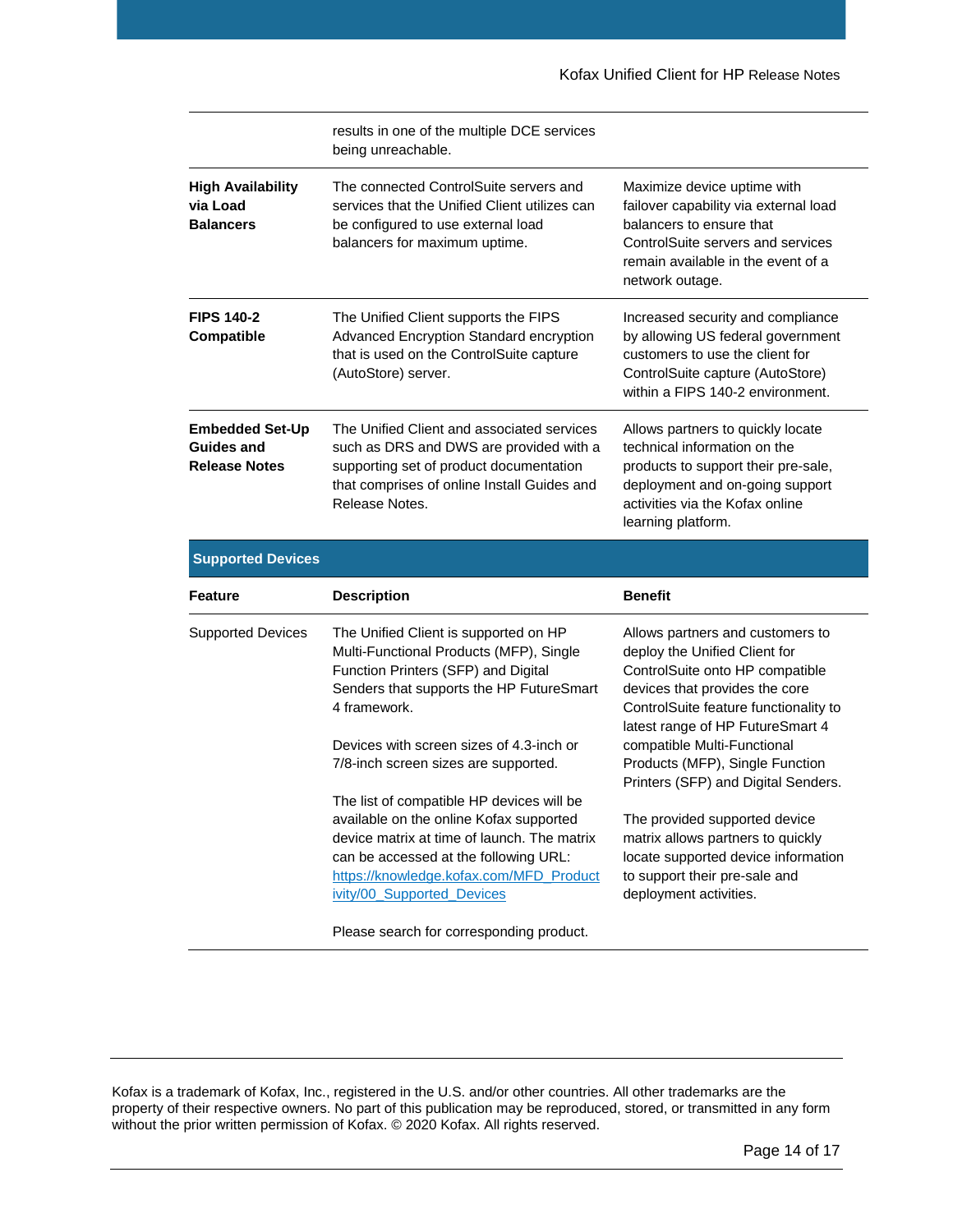| | | |
|---|---|---|
| | results in one of the multiple DCE services being unreachable. | |
| **High Availability via Load Balancers** | The connected ControlSuite servers and services that the Unified Client utilizes can be configured to use external load balancers for maximum uptime. | Maximize device uptime with failover capability via external load balancers to ensure that ControlSuite servers and services remain available in the event of a network outage. |
| **FIPS 140-2 Compatible** | The Unified Client supports the FIPS Advanced Encryption Standard encryption that is used on the ControlSuite capture (AutoStore) server. | Increased security and compliance by allowing US federal government customers to use the client for ControlSuite capture (AutoStore) within a FIPS 140-2 environment. |
| **Embedded Set-Up Guides and Release Notes** | The Unified Client and associated services such as DRS and DWS are provided with a supporting set of product documentation that comprises of online Install Guides and Release Notes. | Allows partners to quickly locate technical information on the products to support their pre-sale, deployment and on-going support activities via the Kofax online learning platform. |

**Supported Devices**

| **Feature** | **Description** | **Benefit** |
|---|---|---|
| Supported Devices | The Unified Client is supported on HP Multi-Functional Products (MFP), Single Function Printers (SFP) and Digital Senders that supports the HP FutureSmart 4 framework.<br><br>Devices with screen sizes of 4.3-inch or 7/8-inch screen sizes are supported.<br><br>The list of compatible HP devices will be available on the online Kofax supported device matrix at time of launch. The matrix can be accessed at the following URL: [https://knowledge.kofax.com/MFD_Productivity/00_Supported_Devices](https://knowledge.kofax.com/MFD_Productivity/00_Supported_Devices)<br><br>Please search for corresponding product. | Allows partners and customers to deploy the Unified Client for ControlSuite onto HP compatible devices that provides the core ControlSuite feature functionality to latest range of HP FutureSmart 4 compatible Multi-Functional Products (MFP), Single Function Printers (SFP) and Digital Senders.<br><br>The provided supported device matrix allows partners to quickly locate supported device information to support their pre-sale and deployment activities. |

Kofax is a trademark of Kofax, Inc., registered in the U.S. and/or other countries. All other trademarks are the property of their respective owners. No part of this publication may be reproduced, stored, or transmitted in any form without the prior written permission of Kofax. © 2020 Kofax. All rights reserved.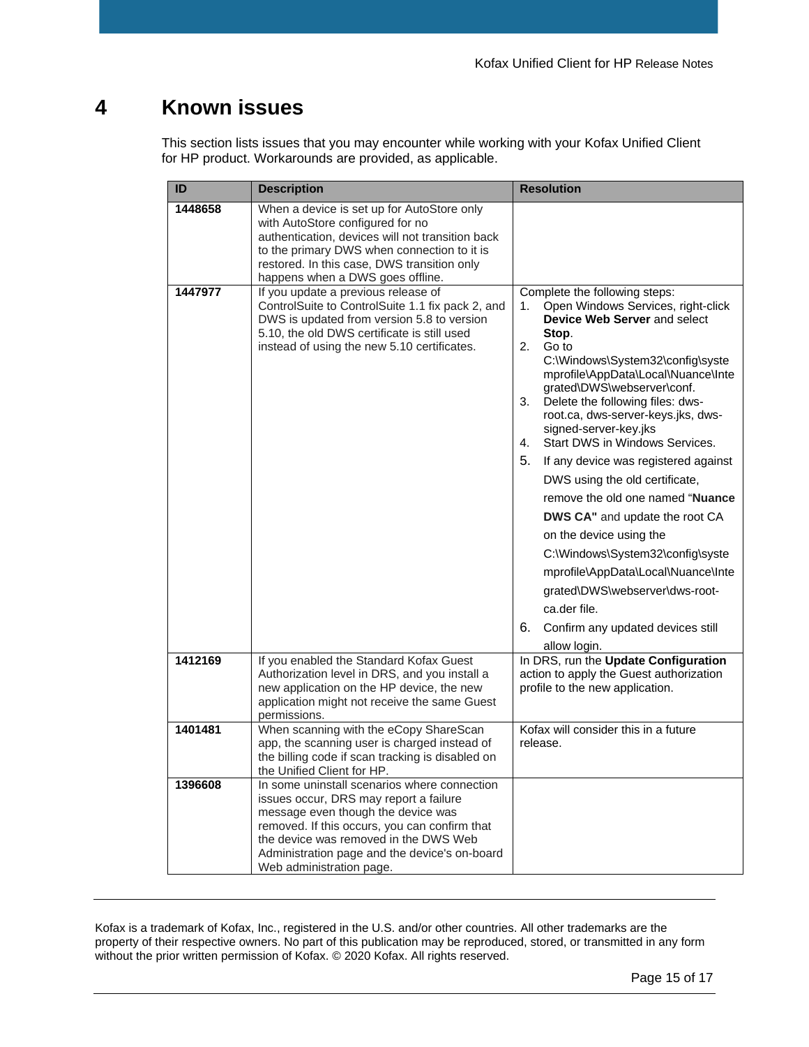# 4 Known issues

This section lists issues that you may encounter while working with your Kofax Unified Client for HP product. Workarounds are provided, as applicable.

| ID | Description | Resolution |
|---|---|---|
| **1448658** | When a device is set up for AutoStore only with AutoStore configured for no authentication, devices will not transition back to the primary DWS when connection to it is restored. In this case, DWS transition only happens when a DWS goes offline. | |
| **1447977** | If you update a previous release of ControlSuite to ControlSuite 1.1 fix pack 2, and DWS is updated from version 5.8 to version 5.10, the old DWS certificate is still used instead of using the new 5.10 certificates. | Complete the following steps:<br>1. Open Windows Services, right-click **Device Web Server** and select **Stop**.<br>2. Go to C:\Windows\System32\config\systemprofile\AppData\Local\Nuance\Integrated\DWS\webserver\conf.<br>3. Delete the following files: dws-root.ca, dws-server-keys.jks, dws-signed-server-key.jks<br>4. Start DWS in Windows Services.<br>5. If any device was registered against DWS using the old certificate, remove the old one named "**Nuance DWS CA"** and update the root CA on the device using the C:\Windows\System32\config\systemprofile\AppData\Local\Nuance\Integrated\DWS\webserver\dws-root-ca.der file.<br>6. Confirm any updated devices still allow login. |
| **1412169** | If you enabled the Standard Kofax Guest Authorization level in DRS, and you install a new application on the HP device, the new application might not receive the same Guest permissions. | In DRS, run the **Update Configuration** action to apply the Guest authorization profile to the new application. |
| **1401481** | When scanning with the eCopy ShareScan app, the scanning user is charged instead of the billing code if scan tracking is disabled on the Unified Client for HP. | Kofax will consider this in a future release. |
| **1396608** | In some uninstall scenarios where connection issues occur, DRS may report a failure message even though the device was removed. If this occurs, you can confirm that the device was removed in the DWS Web Administration page and the device's on-board Web administration page. | |

Kofax is a trademark of Kofax, Inc., registered in the U.S. and/or other countries. All other trademarks are the property of their respective owners. No part of this publication may be reproduced, stored, or transmitted in any form without the prior written permission of Kofax. © 2020 Kofax. All rights reserved.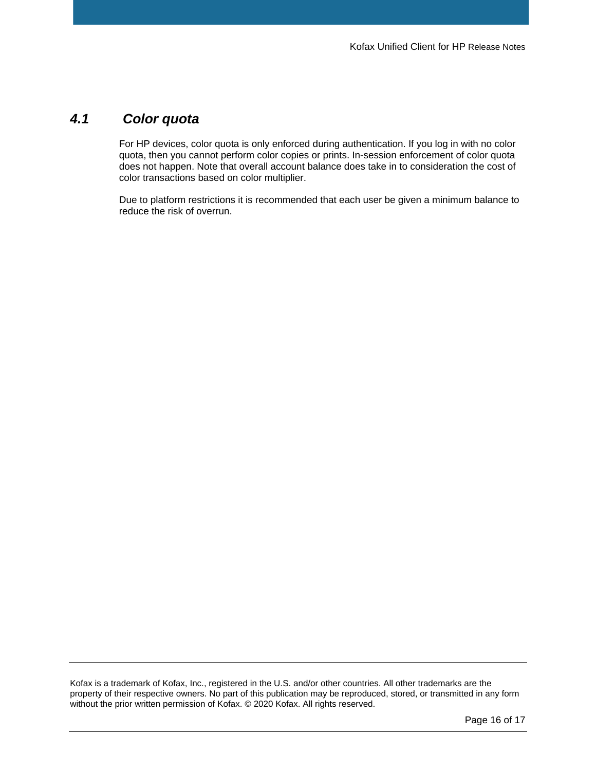## 4.1 Color quota

For HP devices, color quota is only enforced during authentication. If you log in with no color quota, then you cannot perform color copies or prints. In-session enforcement of color quota does not happen. Note that overall account balance does take in to consideration the cost of color transactions based on color multiplier.

Due to platform restrictions it is recommended that each user be given a minimum balance to reduce the risk of overrun.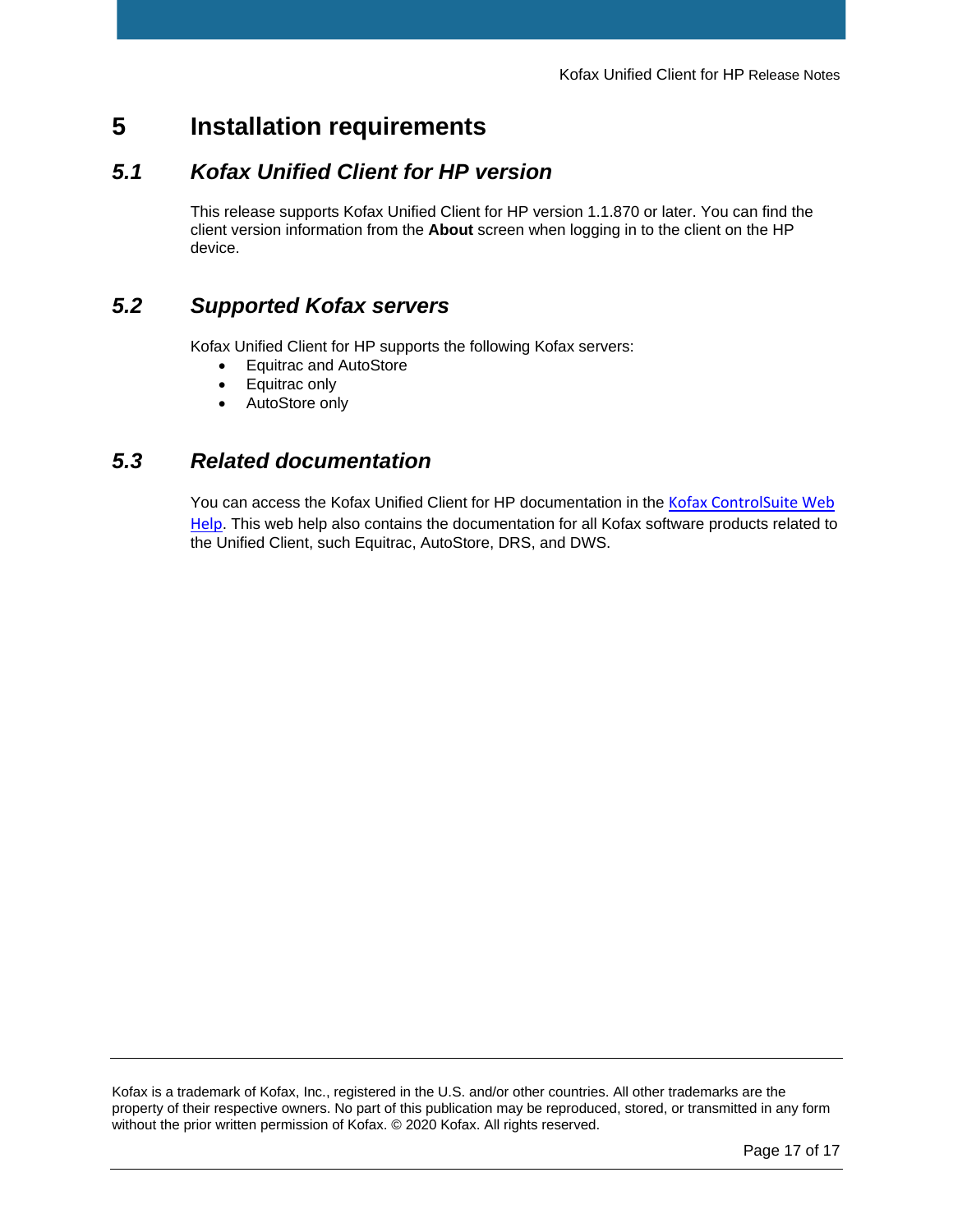# 5 Installation requirements

## 5.1 Kofax Unified Client for HP version

This release supports Kofax Unified Client for HP version 1.1.870 or later. You can find the client version information from the **About** screen when logging in to the client on the HP device.

## 5.2 Supported Kofax servers

Kofax Unified Client for HP supports the following Kofax servers:

- Equitrac and AutoStore
- Equitrac only
- AutoStore only

## 5.3 Related documentation

You can access the Kofax Unified Client for HP documentation in the Kofax ControlSuite Web Help. This web help also contains the documentation for all Kofax software products related to the Unified Client, such Equitrac, AutoStore, DRS, and DWS.

Kofax is a trademark of Kofax, Inc., registered in the U.S. and/or other countries. All other trademarks are the property of their respective owners. No part of this publication may be reproduced, stored, or transmitted in any form without the prior written permission of Kofax. © 2020 Kofax. All rights reserved.